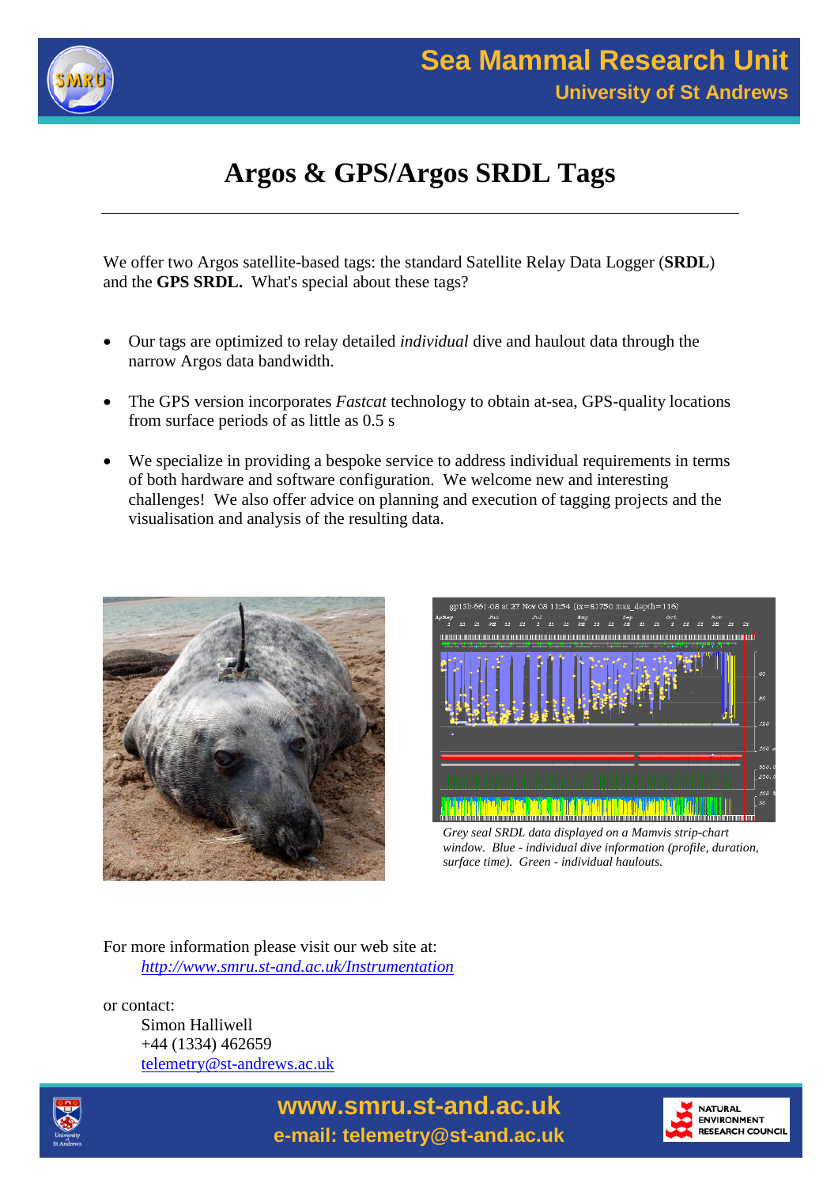# Sea Mammal Research Unit

## University of St Andrews

# Argos & GPS/Argos SRDL Tags

We offer two Argos satellite-based tags: the standard Satellite Relay Data Logger (**SRDL**) and the **GPS SRDL.** What's special about these tags?

- Our tags are optimized to relay detailed *individual* dive and haulout data through the narrow Argos data bandwidth.
- The GPS version incorporates *Fastcat* technology to obtain at-sea, GPS-quality locations from surface periods of as little as 0.5 s
- We specialize in providing a bespoke service to address individual requirements in terms of both hardware and software configuration. We welcome new and interesting challenges! We also offer advice on planning and execution of tagging projects and the visualisation and analysis of the resulting data.

*Grey seal SRDL data displayed on a Mamvis strip-chart window. Blue - individual dive information (profile, duration, surface time). Green - individual haulouts.*

For more information please visit our web site at:
http://www.smru.st-and.ac.uk/Instrumentation

or contact:
Simon Halliwell
+44 (1334) 462659
telemetry@st-andrews.ac.uk

**www.smru.st-and.ac.uk**
**e-mail: telemetry@st-and.ac.uk**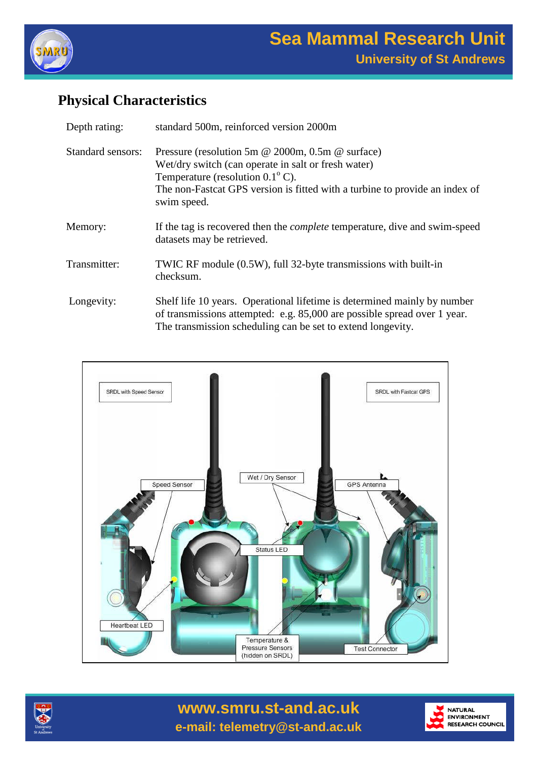## Physical Characteristics

| | |
|---|---|
| Depth rating: | standard 500m, reinforced version 2000m |
| Standard sensors: | Pressure (resolution 5m @ 2000m, 0.5m @ surface)<br>Wet/dry switch (can operate in salt or fresh water)<br>Temperature (resolution 0.1$^{o}$ C).<br>The non-Fastcat GPS version is fitted with a turbine to provide an index of swim speed. |
| Memory: | If the tag is recovered then the *complete* temperature, dive and swim-speed datasets may be retrieved. |
| Transmitter: | TWIC RF module (0.5W), full 32-byte transmissions with built-in checksum. |
| Longevity: | Shelf life 10 years. Operational lifetime is determined mainly by number of transmissions attempted: e.g. 85,000 are possible spread over 1 year. The transmission scheduling can be set to extend longevity. |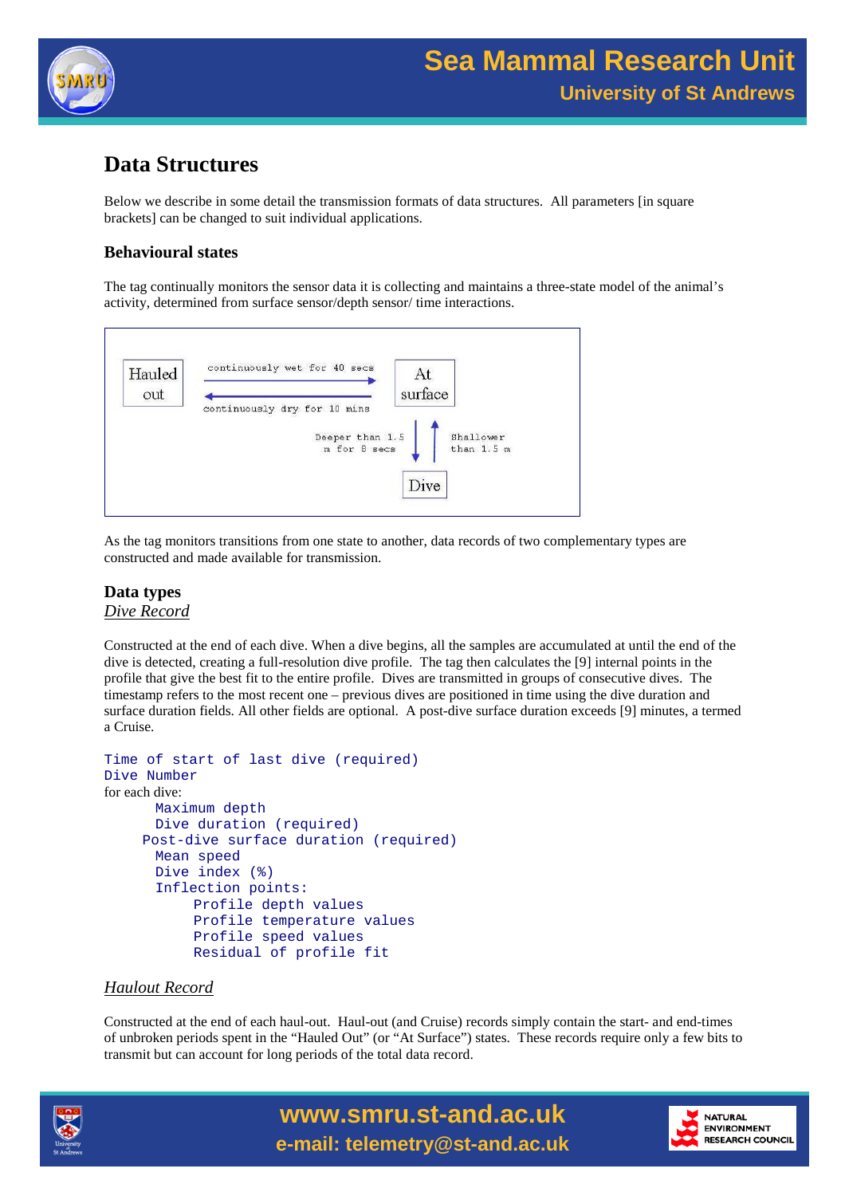# Data Structures

Below we describe in some detail the transmission formats of data structures. All parameters [in square brackets] can be changed to suit individual applications.

## Behavioural states

The tag continually monitors the sensor data it is collecting and maintains a three-state model of the animal's activity, determined from surface sensor/depth sensor/ time interactions.

Hauled out — continuously wet for 40 secs → At surface
At surface — continuously dry for 10 mins → Hauled out
At surface — Deeper than 1.5 m for 8 secs → Dive
Dive — Shallower than 1.5 m → At surface

As the tag monitors transitions from one state to another, data records of two complementary types are constructed and made available for transmission.

## Data types

### *Dive Record*

Constructed at the end of each dive. When a dive begins, all the samples are accumulated at until the end of the dive is detected, creating a full-resolution dive profile. The tag then calculates the [9] internal points in the profile that give the best fit to the entire profile. Dives are transmitted in groups of consecutive dives. The timestamp refers to the most recent one – previous dives are positioned in time using the dive duration and surface duration fields. All other fields are optional. A post-dive surface duration exceeds [9] minutes, a termed a Cruise.

```
Time of start of last dive (required)
Dive Number
```
for each dive:
```
    Maximum depth
    Dive duration (required)
    Post-dive surface duration (required)
    Mean speed
    Dive index (%)
    Inflection points:
        Profile depth values
        Profile temperature values
        Profile speed values
        Residual of profile fit
```

### *Haulout Record*

Constructed at the end of each haul-out. Haul-out (and Cruise) records simply contain the start- and end-times of unbroken periods spent in the "Hauled Out" (or "At Surface") states. These records require only a few bits to transmit but can account for long periods of the total data record.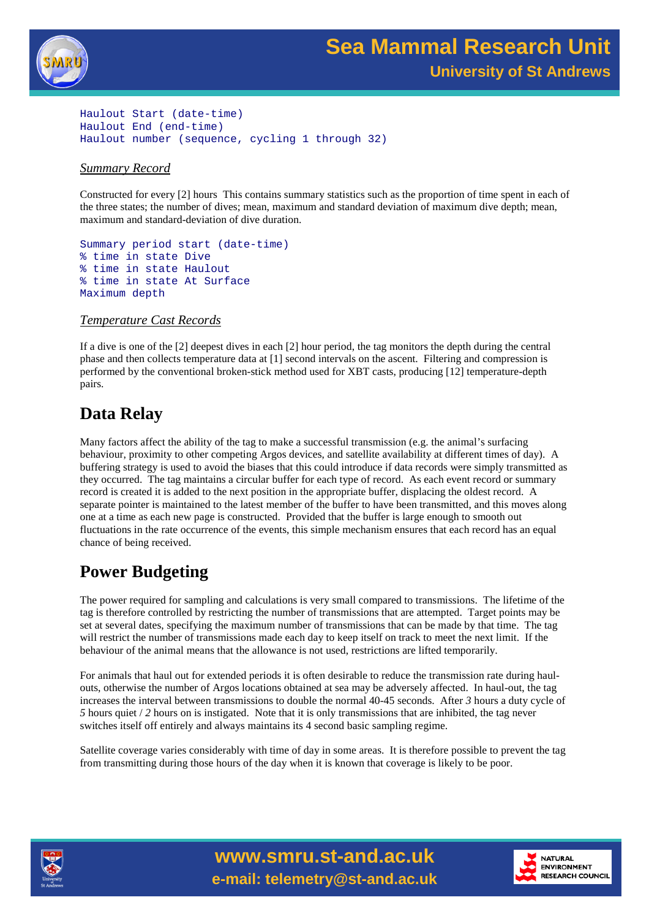```
Haulout Start (date-time)
Haulout End (end-time)
Haulout number (sequence, cycling 1 through 32)
```

*Summary Record*

Constructed for every [2] hours This contains summary statistics such as the proportion of time spent in each of the three states; the number of dives; mean, maximum and standard deviation of maximum dive depth; mean, maximum and standard-deviation of dive duration.

```
Summary period start (date-time)
% time in state Dive
% time in state Haulout
% time in state At Surface
Maximum depth
```

*Temperature Cast Records*

If a dive is one of the [2] deepest dives in each [2] hour period, the tag monitors the depth during the central phase and then collects temperature data at [1] second intervals on the ascent. Filtering and compression is performed by the conventional broken-stick method used for XBT casts, producing [12] temperature-depth pairs.

## Data Relay

Many factors affect the ability of the tag to make a successful transmission (e.g. the animal's surfacing behaviour, proximity to other competing Argos devices, and satellite availability at different times of day). A buffering strategy is used to avoid the biases that this could introduce if data records were simply transmitted as they occurred. The tag maintains a circular buffer for each type of record. As each event record or summary record is created it is added to the next position in the appropriate buffer, displacing the oldest record. A separate pointer is maintained to the latest member of the buffer to have been transmitted, and this moves along one at a time as each new page is constructed. Provided that the buffer is large enough to smooth out fluctuations in the rate occurrence of the events, this simple mechanism ensures that each record has an equal chance of being received.

## Power Budgeting

The power required for sampling and calculations is very small compared to transmissions. The lifetime of the tag is therefore controlled by restricting the number of transmissions that are attempted. Target points may be set at several dates, specifying the maximum number of transmissions that can be made by that time. The tag will restrict the number of transmissions made each day to keep itself on track to meet the next limit. If the behaviour of the animal means that the allowance is not used, restrictions are lifted temporarily.

For animals that haul out for extended periods it is often desirable to reduce the transmission rate during haul-outs, otherwise the number of Argos locations obtained at sea may be adversely affected. In haul-out, the tag increases the interval between transmissions to double the normal 40-45 seconds. After *3* hours a duty cycle of *5* hours quiet / *2* hours on is instigated. Note that it is only transmissions that are inhibited, the tag never switches itself off entirely and always maintains its 4 second basic sampling regime.

Satellite coverage varies considerably with time of day in some areas. It is therefore possible to prevent the tag from transmitting during those hours of the day when it is known that coverage is likely to be poor.